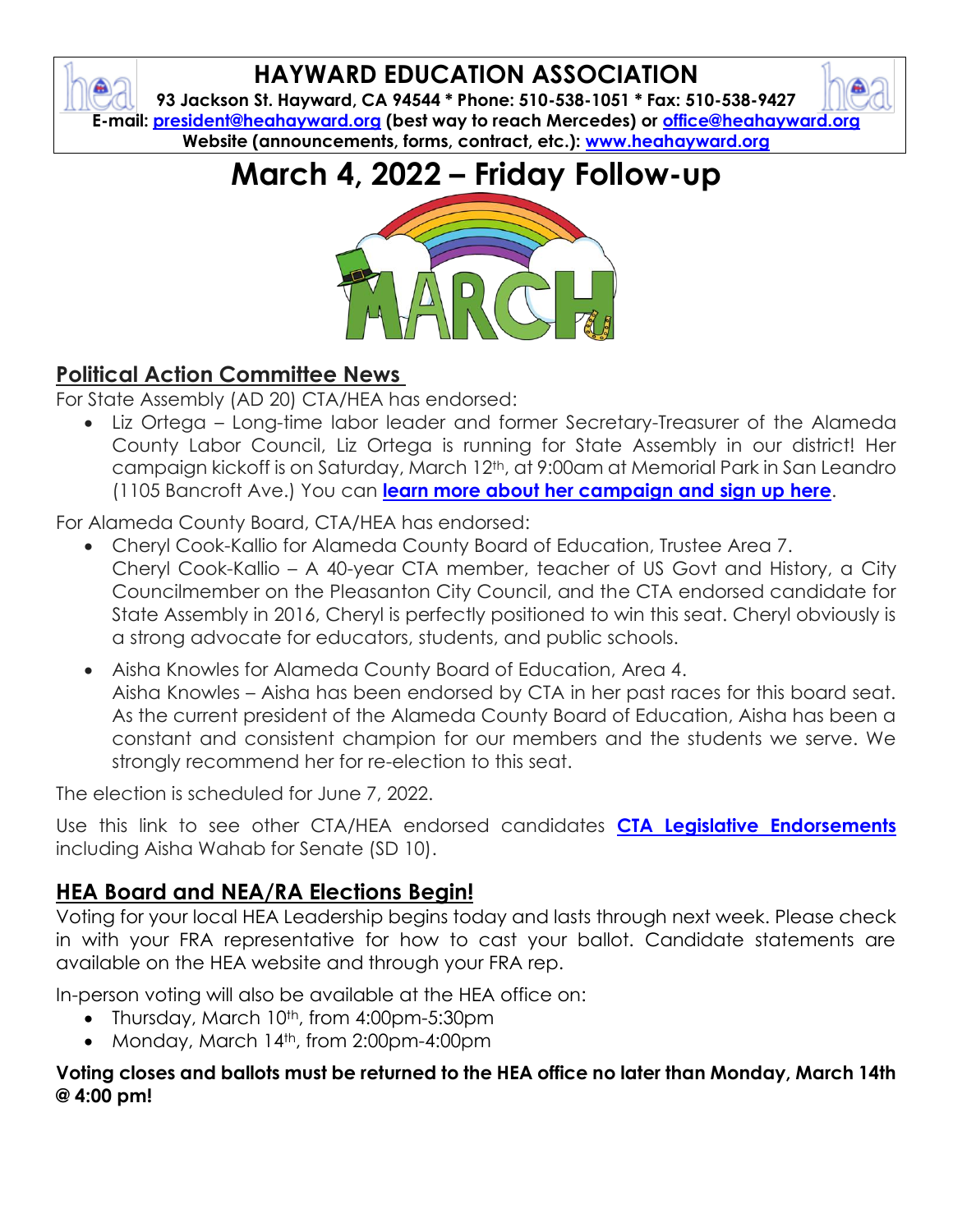# HAYWARD EDUCATION ASSOCIATION

**93 Jackson St. Hayward, CA 94544 * Phone: 510-538-1051 * Fax: 510-538-9427**
**E-mail: president@heahayward.org (best way to reach Mercedes) or office@heahayward.org**
**Website (announcements, forms, contract, etc.): www.heahayward.org**

# March 4, 2022 – Friday Follow-up

## Political Action Committee News

For State Assembly (AD 20) CTA/HEA has endorsed:

- Liz Ortega – Long-time labor leader and former Secretary-Treasurer of the Alameda County Labor Council, Liz Ortega is running for State Assembly in our district! Her campaign kickoff is on Saturday, March 12th, at 9:00am at Memorial Park in San Leandro (1105 Bancroft Ave.) You can **learn more about her campaign and sign up here**.

For Alameda County Board, CTA/HEA has endorsed:

- Cheryl Cook-Kallio for Alameda County Board of Education, Trustee Area 7.
  Cheryl Cook-Kallio – A 40-year CTA member, teacher of US Govt and History, a City Councilmember on the Pleasanton City Council, and the CTA endorsed candidate for State Assembly in 2016, Cheryl is perfectly positioned to win this seat. Cheryl obviously is a strong advocate for educators, students, and public schools.
- Aisha Knowles for Alameda County Board of Education, Area 4.
  Aisha Knowles – Aisha has been endorsed by CTA in her past races for this board seat. As the current president of the Alameda County Board of Education, Aisha has been a constant and consistent champion for our members and the students we serve. We strongly recommend her for re-election to this seat.

The election is scheduled for June 7, 2022.

Use this link to see other CTA/HEA endorsed candidates **CTA Legislative Endorsements** including Aisha Wahab for Senate (SD 10).

## HEA Board and NEA/RA Elections Begin!

Voting for your local HEA Leadership begins today and lasts through next week. Please check in with your FRA representative for how to cast your ballot. Candidate statements are available on the HEA website and through your FRA rep.

In-person voting will also be available at the HEA office on:

- Thursday, March 10th, from 4:00pm-5:30pm
- Monday, March 14th, from 2:00pm-4:00pm

**Voting closes and ballots must be returned to the HEA office no later than Monday, March 14th @ 4:00 pm!**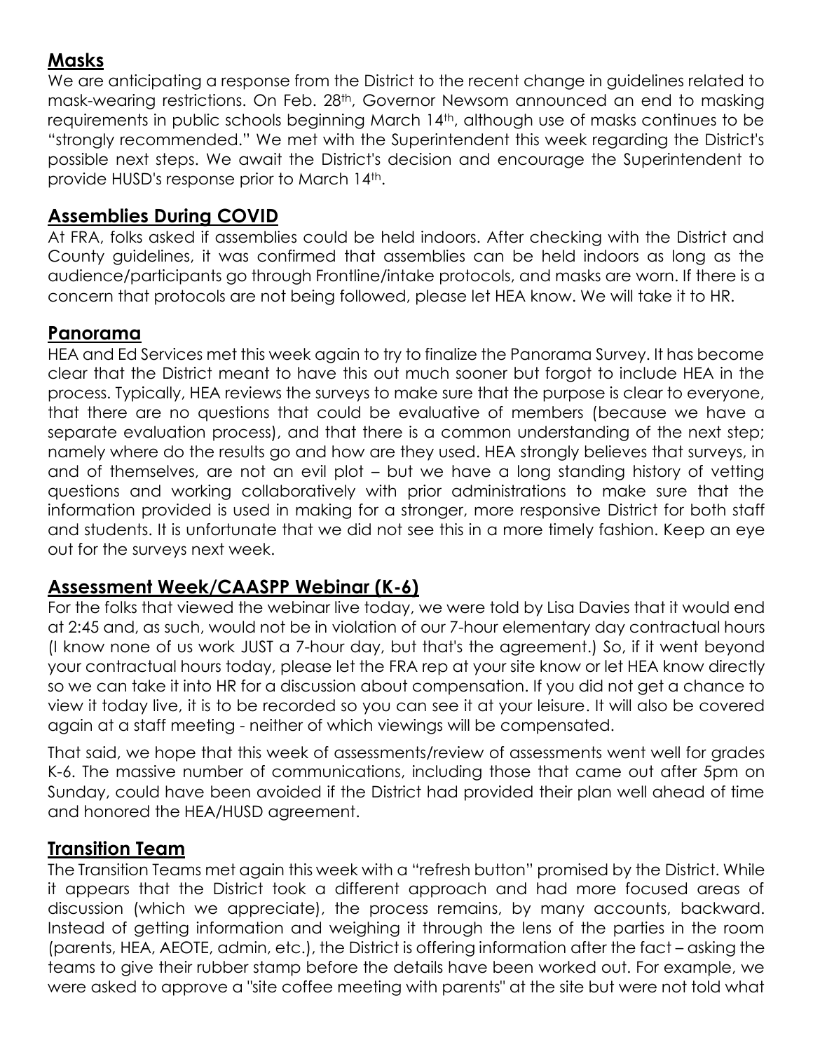## Masks

We are anticipating a response from the District to the recent change in guidelines related to mask-wearing restrictions. On Feb. 28th, Governor Newsom announced an end to masking requirements in public schools beginning March 14th, although use of masks continues to be "strongly recommended." We met with the Superintendent this week regarding the District's possible next steps. We await the District's decision and encourage the Superintendent to provide HUSD's response prior to March 14th.

## Assemblies During COVID

At FRA, folks asked if assemblies could be held indoors. After checking with the District and County guidelines, it was confirmed that assemblies can be held indoors as long as the audience/participants go through Frontline/intake protocols, and masks are worn. If there is a concern that protocols are not being followed, please let HEA know. We will take it to HR.

## Panorama

HEA and Ed Services met this week again to try to finalize the Panorama Survey. It has become clear that the District meant to have this out much sooner but forgot to include HEA in the process. Typically, HEA reviews the surveys to make sure that the purpose is clear to everyone, that there are no questions that could be evaluative of members (because we have a separate evaluation process), and that there is a common understanding of the next step; namely where do the results go and how are they used. HEA strongly believes that surveys, in and of themselves, are not an evil plot – but we have a long standing history of vetting questions and working collaboratively with prior administrations to make sure that the information provided is used in making for a stronger, more responsive District for both staff and students. It is unfortunate that we did not see this in a more timely fashion. Keep an eye out for the surveys next week.

## Assessment Week/CAASPP Webinar (K-6)

For the folks that viewed the webinar live today, we were told by Lisa Davies that it would end at 2:45 and, as such, would not be in violation of our 7-hour elementary day contractual hours (I know none of us work JUST a 7-hour day, but that's the agreement.) So, if it went beyond your contractual hours today, please let the FRA rep at your site know or let HEA know directly so we can take it into HR for a discussion about compensation. If you did not get a chance to view it today live, it is to be recorded so you can see it at your leisure. It will also be covered again at a staff meeting - neither of which viewings will be compensated.

That said, we hope that this week of assessments/review of assessments went well for grades K-6. The massive number of communications, including those that came out after 5pm on Sunday, could have been avoided if the District had provided their plan well ahead of time and honored the HEA/HUSD agreement.

## Transition Team

The Transition Teams met again this week with a "refresh button" promised by the District. While it appears that the District took a different approach and had more focused areas of discussion (which we appreciate), the process remains, by many accounts, backward. Instead of getting information and weighing it through the lens of the parties in the room (parents, HEA, AEOTE, admin, etc.), the District is offering information after the fact – asking the teams to give their rubber stamp before the details have been worked out. For example, we were asked to approve a "site coffee meeting with parents" at the site but were not told what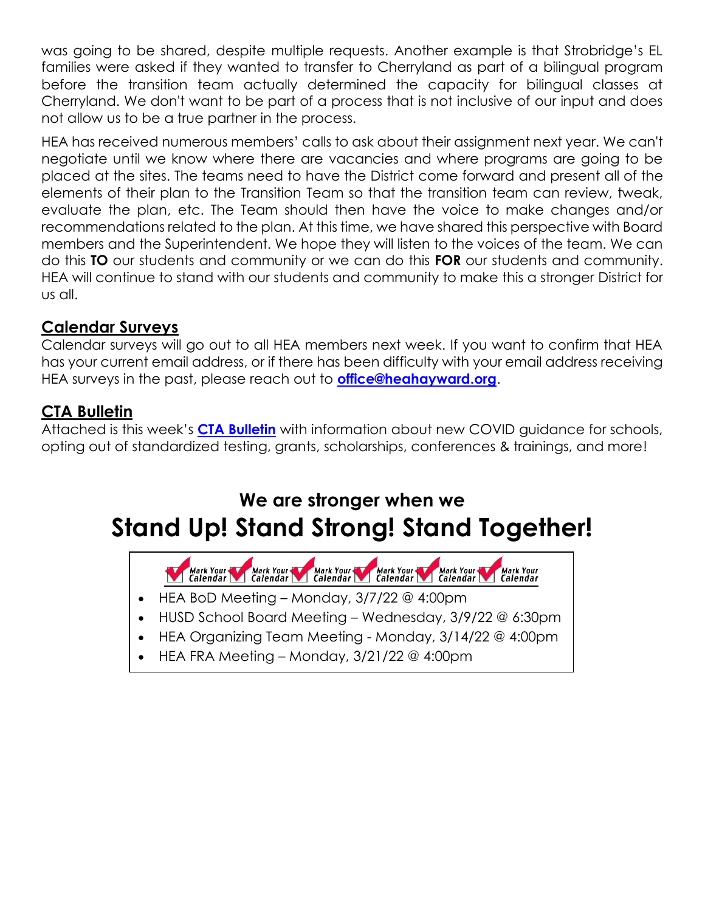was going to be shared, despite multiple requests. Another example is that Strobridge's EL families were asked if they wanted to transfer to Cherryland as part of a bilingual program before the transition team actually determined the capacity for bilingual classes at Cherryland. We don't want to be part of a process that is not inclusive of our input and does not allow us to be a true partner in the process.

HEA has received numerous members' calls to ask about their assignment next year. We can't negotiate until we know where there are vacancies and where programs are going to be placed at the sites. The teams need to have the District come forward and present all of the elements of their plan to the Transition Team so that the transition team can review, tweak, evaluate the plan, etc. The Team should then have the voice to make changes and/or recommendations related to the plan. At this time, we have shared this perspective with Board members and the Superintendent. We hope they will listen to the voices of the team. We can do this **TO** our students and community or we can do this **FOR** our students and community. HEA will continue to stand with our students and community to make this a stronger District for us all.

## Calendar Surveys

Calendar surveys will go out to all HEA members next week. If you want to confirm that HEA has your current email address, or if there has been difficulty with your email address receiving HEA surveys in the past, please reach out to **office@heahayward.org**.

## CTA Bulletin

Attached is this week's **CTA Bulletin** with information about new COVID guidance for schools, opting out of standardized testing, grants, scholarships, conferences & trainings, and more!

**We are stronger when we**

# Stand Up! Stand Strong! Stand Together!

Mark Your Calendar

- HEA BoD Meeting – Monday, 3/7/22 @ 4:00pm
- HUSD School Board Meeting – Wednesday, 3/9/22 @ 6:30pm
- HEA Organizing Team Meeting - Monday, 3/14/22 @ 4:00pm
- HEA FRA Meeting – Monday, 3/21/22 @ 4:00pm